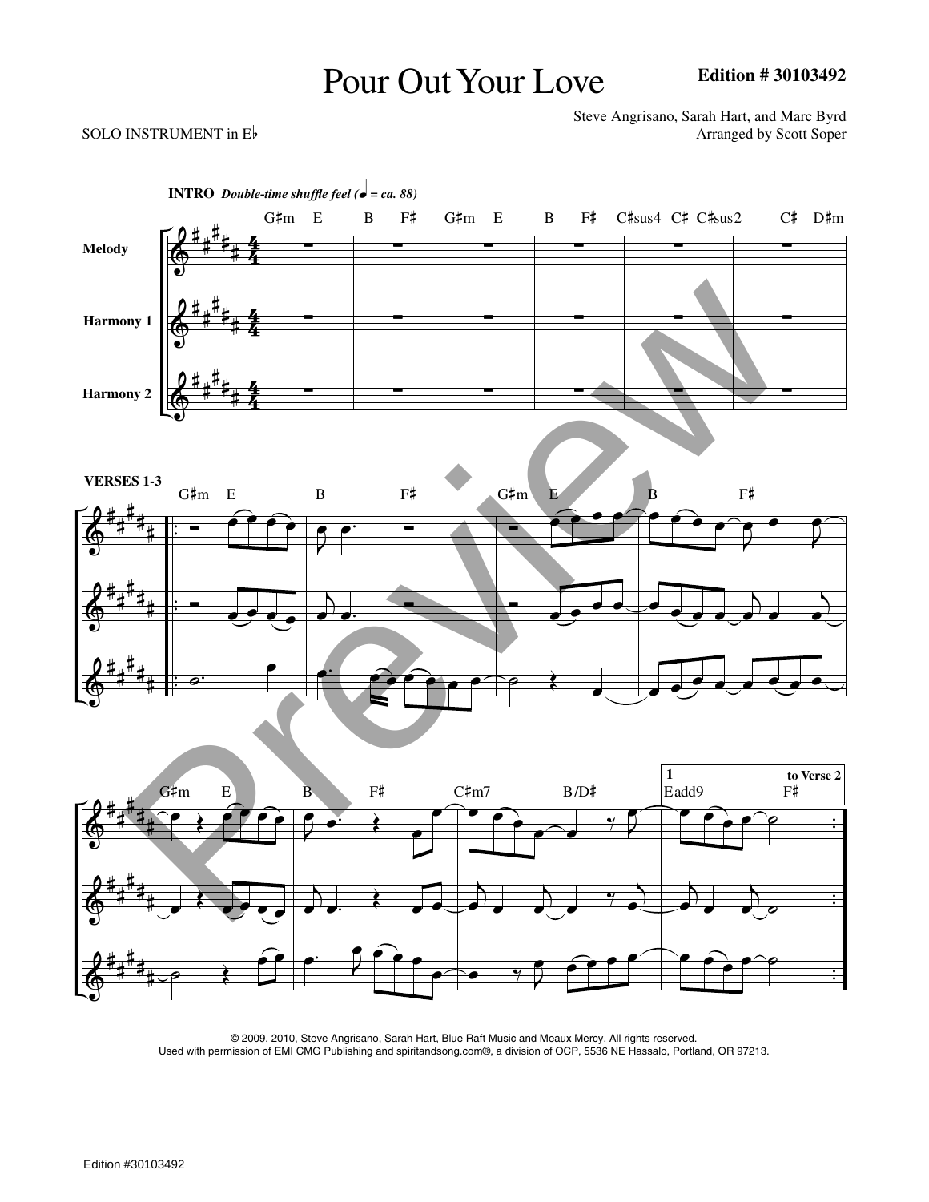# Pour Out Your Love

**Edition # 30103492**

SOLO INSTRUMENT in E♭

Steve Angrisano, Sarah Hart, and Marc Byrd
Arranged by Scott Soper

**INTRO** *Double-time shuffle feel (♩ = ca. 88)*

G♯m E B F♯ G♯m E B F♯ C♯sus4 C♯ C♯sus2 C♯ D♯m

Melody

Harmony 1

Harmony 2

**VERSES 1-3**

G♯m E B F♯ G♯m E B F♯

G♯m E B F♯ C♯m7 B/D♯

1 Eadd9 F♯ to Verse 2

© 2009, 2010, Steve Angrisano, Sarah Hart, Blue Raft Music and Meaux Mercy. All rights reserved.
Used with permission of EMI CMG Publishing and spiritandsong.com®, a division of OCP, 5536 NE Hassalo, Portland, OR 97213.

Edition #30103492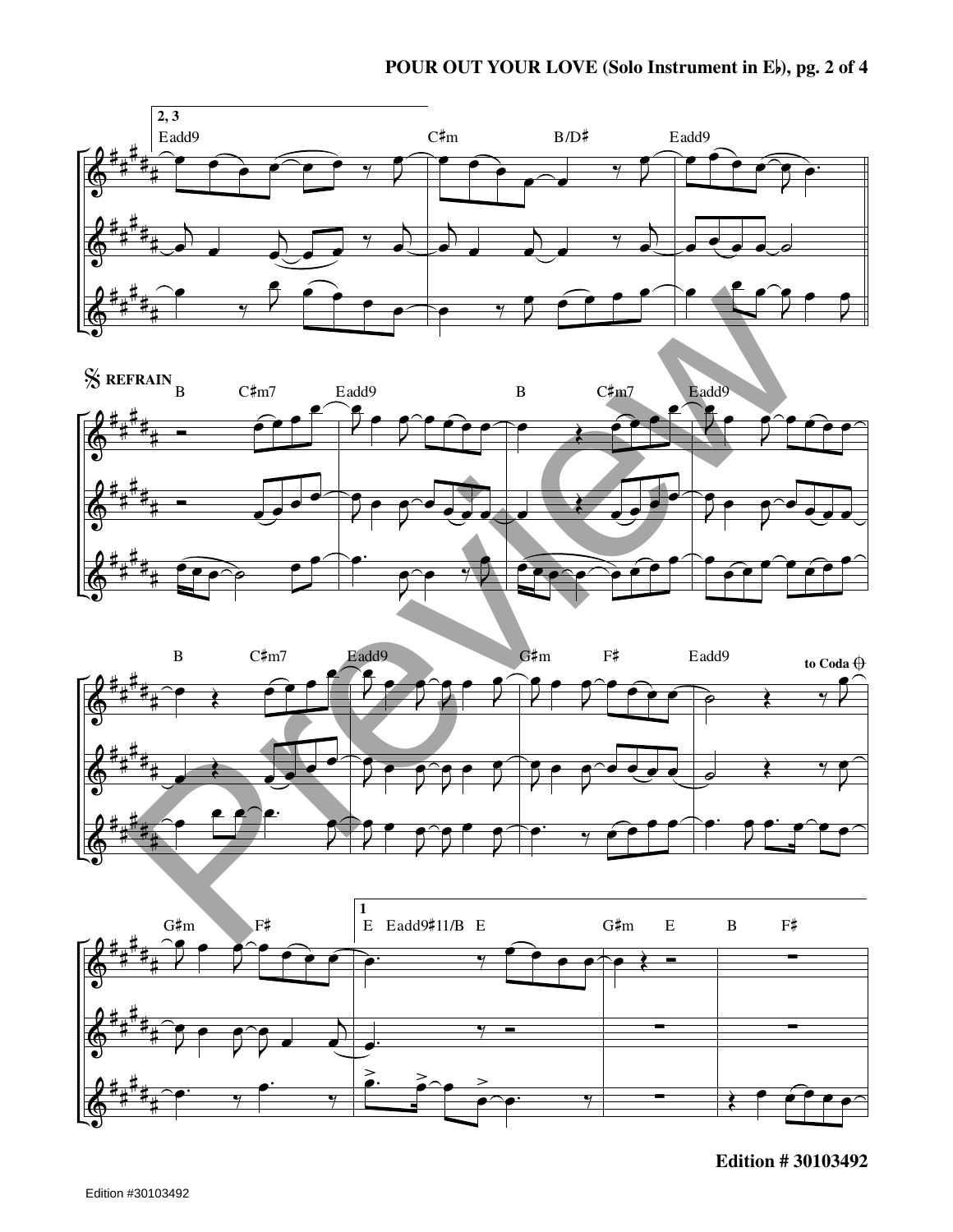2, 3

Eadd9 C♯m B/D♯ Eadd9

REFRAIN

B C♯m7 Eadd9 B C♯m7 Eadd9

B C♯m7 Eadd9 G♯m F♯ Eadd9

to Coda

G♯m F♯

1

E Eadd9♯11/B E G♯m E B F♯

Edition # 30103492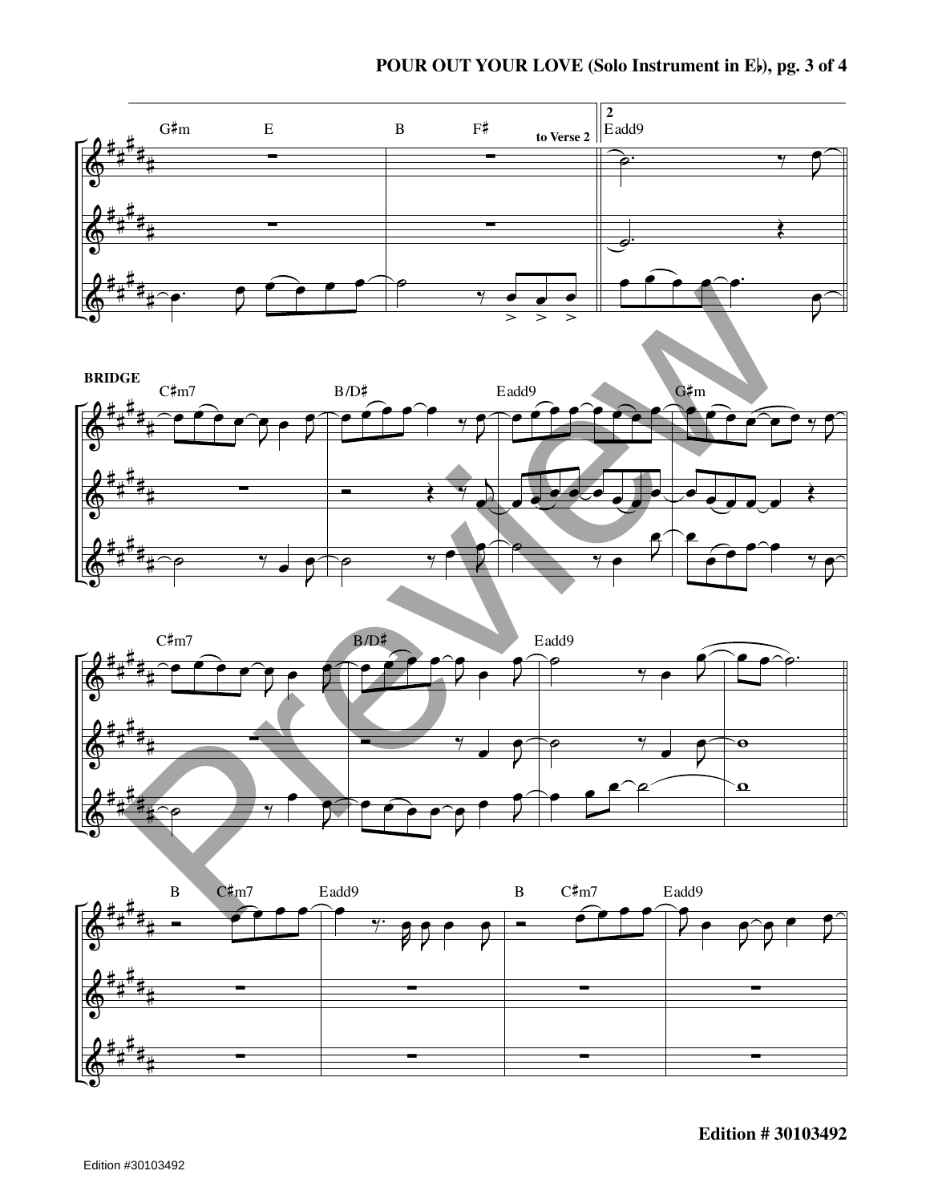to Verse 2

2

BRIDGE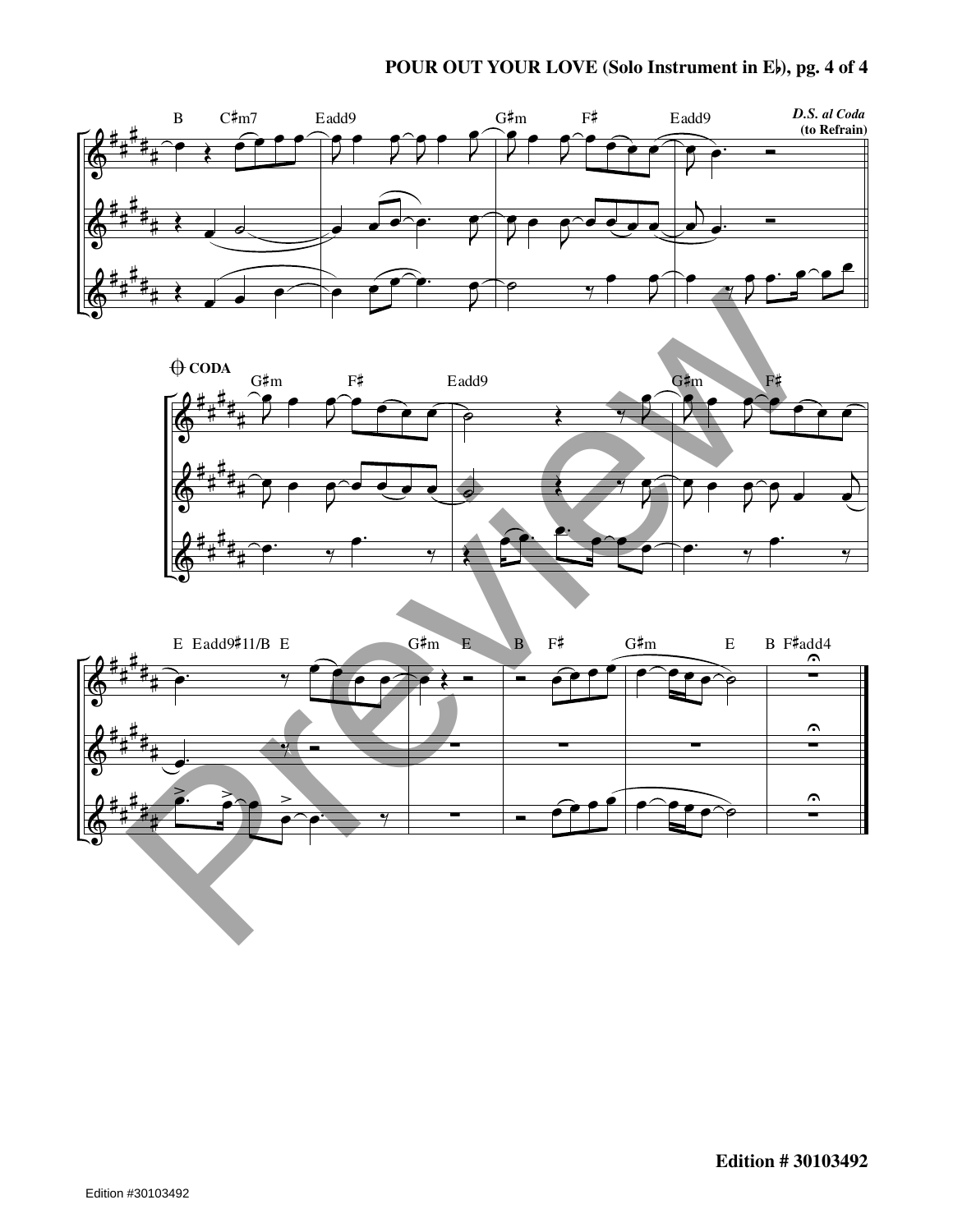D.S. al Coda (to Refrain)

CODA

Edition #30103492